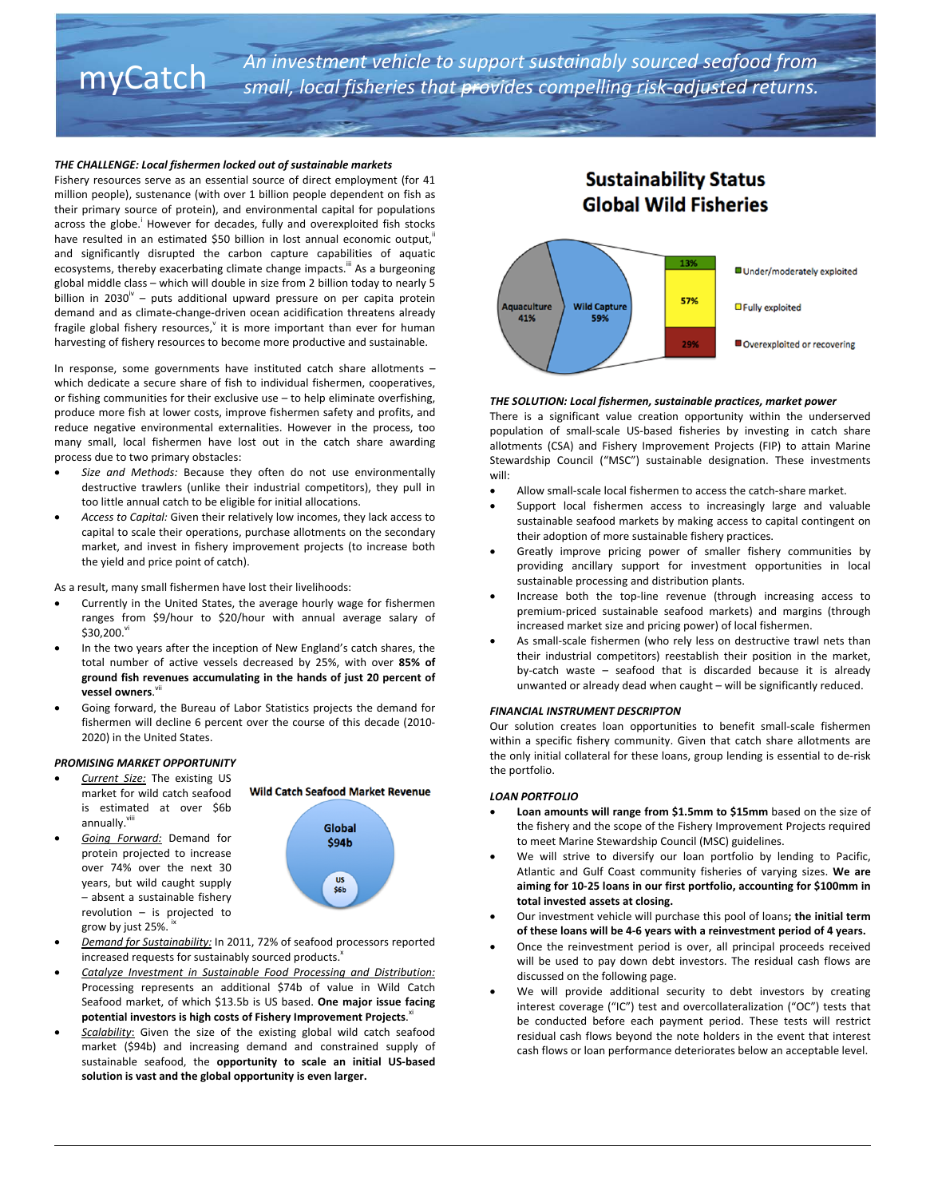# myCatch

*An investment vehicle to support sustainably sourced seafood from small, local fisheries that provides compelling risk-adjusted returns.*

***THE CHALLENGE: Local fishermen locked out of sustainable markets***

Fishery resources serve as an essential source of direct employment (for 41 million people), sustenance (with over 1 billion people dependent on fish as their primary source of protein), and environmental capital for populations across the globe.[i] However for decades, fully and overexploited fish stocks have resulted in an estimated $50 billion in lost annual economic output,[ii] and significantly disrupted the carbon capture capabilities of aquatic ecosystems, thereby exacerbating climate change impacts.[iii] As a burgeoning global middle class – which will double in size from 2 billion today to nearly 5 billion in 2030[iv] – puts additional upward pressure on per capita protein demand and as climate-change-driven ocean acidification threatens already fragile global fishery resources,[v] it is more important than ever for human harvesting of fishery resources to become more productive and sustainable.

In response, some governments have instituted catch share allotments – which dedicate a secure share of fish to individual fishermen, cooperatives, or fishing communities for their exclusive use – to help eliminate overfishing, produce more fish at lower costs, improve fishermen safety and profits, and reduce negative environmental externalities. However in the process, too many small, local fishermen have lost out in the catch share awarding process due to two primary obstacles:

- *Size and Methods:* Because they often do not use environmentally destructive trawlers (unlike their industrial competitors), they pull in too little annual catch to be eligible for initial allocations.
- *Access to Capital:* Given their relatively low incomes, they lack access to capital to scale their operations, purchase allotments on the secondary market, and invest in fishery improvement projects (to increase both the yield and price point of catch).

As a result, many small fishermen have lost their livelihoods:

- Currently in the United States, the average hourly wage for fishermen ranges from $9/hour to $20/hour with annual average salary of $30,200.[vi]
- In the two years after the inception of New England's catch shares, the total number of active vessels decreased by 25%, with over **85% of ground fish revenues accumulating in the hands of just 20 percent of vessel owners**.[vii]
- Going forward, the Bureau of Labor Statistics projects the demand for fishermen will decline 6 percent over the course of this decade (2010-2020) in the United States.

***PROMISING MARKET OPPORTUNITY***

- *Current Size:* The existing US market for wild catch seafood is estimated at over $6b annually.[viii]
- *Going Forward:* Demand for protein projected to increase over 74% over the next 30 years, but wild caught supply – absent a sustainable fishery revolution – is projected to grow by just 25%.[ix]
- *Demand for Sustainability:* In 2011, 72% of seafood processors reported increased requests for sustainably sourced products.[x]
- *Catalyze Investment in Sustainable Food Processing and Distribution:* Processing represents an additional $74b of value in Wild Catch Seafood market, of which $13.5b is US based. **One major issue facing potential investors is high costs of Fishery Improvement Projects.**[xi]
- *Scalability:* Given the size of the existing global wild catch seafood market ($94b) and increasing demand and constrained supply of sustainable seafood, the **opportunity to scale an initial US-based solution is vast and the global opportunity is even larger.**

**Wild Catch Seafood Market Revenue**

Global $94b; US $6b

## Sustainability Status Global Wild Fisheries

| Category | Share |
|---|---|
| Aquaculture | 41% |
| Wild Capture | 59% |
| Under/moderately exploited | 13% |
| Fully exploited | 57% |
| Overexploited or recovering | 29% |

***THE SOLUTION: Local fishermen, sustainable practices, market power***

There is a significant value creation opportunity within the underserved population of small-scale US-based fisheries by investing in catch share allotments (CSA) and Fishery Improvement Projects (FIP) to attain Marine Stewardship Council ("MSC") sustainable designation. These investments will:

- Allow small-scale local fishermen to access the catch-share market.
- Support local fishermen access to increasingly large and valuable sustainable seafood markets by making access to capital contingent on their adoption of more sustainable fishery practices.
- Greatly improve pricing power of smaller fishery communities by providing ancillary support for investment opportunities in local sustainable processing and distribution plants.
- Increase both the top-line revenue (through increasing access to premium-priced sustainable seafood markets) and margins (through increased market size and pricing power) of local fishermen.
- As small-scale fishermen (who rely less on destructive trawl nets than their industrial competitors) reestablish their position in the market, by-catch waste – seafood that is discarded because it is already unwanted or already dead when caught – will be significantly reduced.

***FINANCIAL INSTRUMENT DESCRIPTON***

Our solution creates loan opportunities to benefit small-scale fishermen within a specific fishery community. Given that catch share allotments are the only initial collateral for these loans, group lending is essential to de-risk the portfolio.

***LOAN PORTFOLIO***

- **Loan amounts will range from $1.5mm to $15mm** based on the size of the fishery and the scope of the Fishery Improvement Projects required to meet Marine Stewardship Council (MSC) guidelines.
- We will strive to diversify our loan portfolio by lending to Pacific, Atlantic and Gulf Coast community fisheries of varying sizes. **We are aiming for 10-25 loans in our first portfolio, accounting for $100mm in total invested assets at closing.**
- Our investment vehicle will purchase this pool of loans**; the initial term of these loans will be 4-6 years with a reinvestment period of 4 years.**
- Once the reinvestment period is over, all principal proceeds received will be used to pay down debt investors. The residual cash flows are discussed on the following page.
- We will provide additional security to debt investors by creating interest coverage ("IC") test and overcollateralization ("OC") tests that be conducted before each payment period. These tests will restrict residual cash flows beyond the note holders in the event that interest cash flows or loan performance deteriorates below an acceptable level.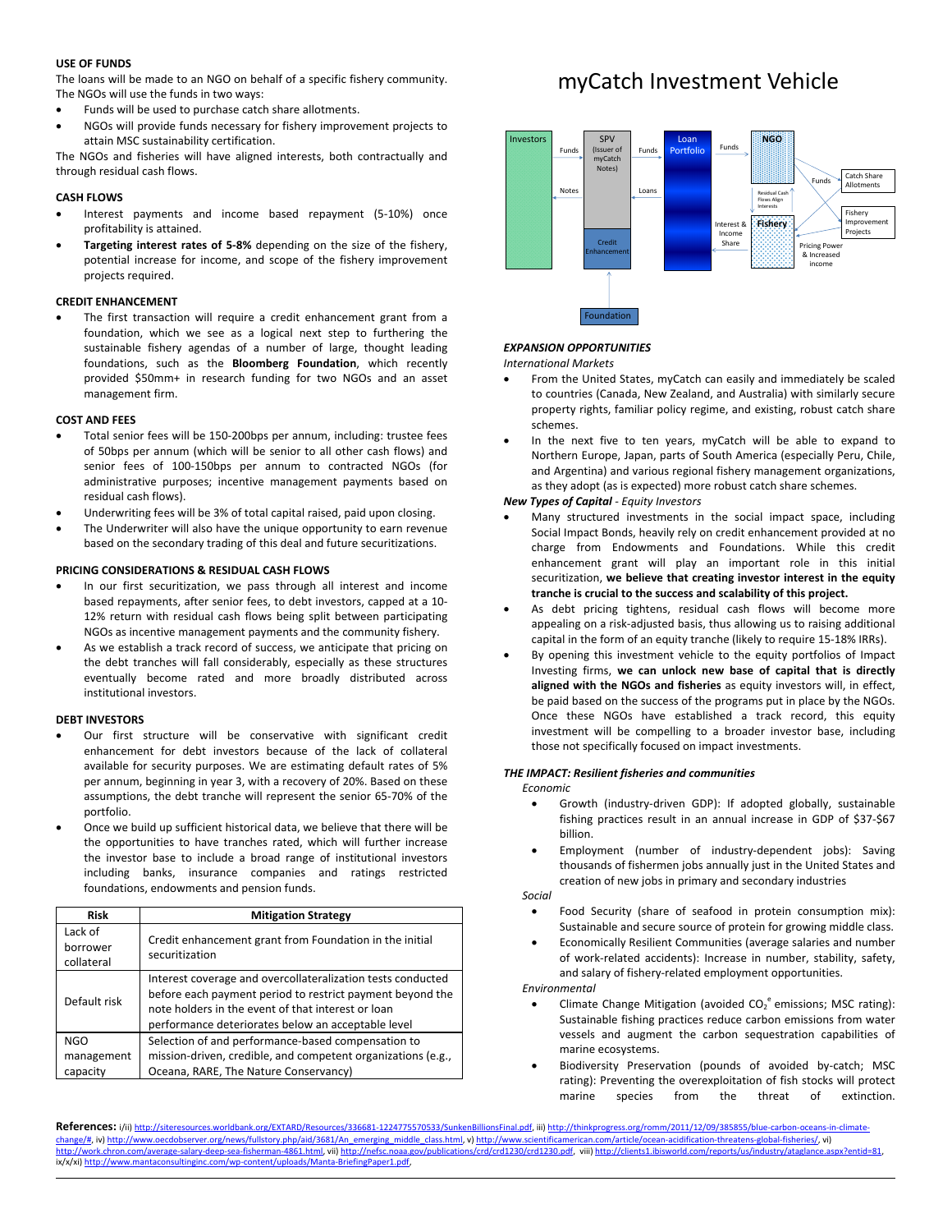## USE OF FUNDS

The loans will be made to an NGO on behalf of a specific fishery community. The NGOs will use the funds in two ways:

- Funds will be used to purchase catch share allotments.
- NGOs will provide funds necessary for fishery improvement projects to attain MSC sustainability certification.

The NGOs and fisheries will have aligned interests, both contractually and through residual cash flows.

## CASH FLOWS

- Interest payments and income based repayment (5-10%) once profitability is attained.
- **Targeting interest rates of 5-8%** depending on the size of the fishery, potential increase for income, and scope of the fishery improvement projects required.

## CREDIT ENHANCEMENT

- The first transaction will require a credit enhancement grant from a foundation, which we see as a logical next step to furthering the sustainable fishery agendas of a number of large, thought leading foundations, such as the **Bloomberg Foundation**, which recently provided $50mm+ in research funding for two NGOs and an asset management firm.

## COST AND FEES

- Total senior fees will be 150-200bps per annum, including: trustee fees of 50bps per annum (which will be senior to all other cash flows) and senior fees of 100-150bps per annum to contracted NGOs (for administrative purposes; incentive management payments based on residual cash flows).
- Underwriting fees will be 3% of total capital raised, paid upon closing.
- The Underwriter will also have the unique opportunity to earn revenue based on the secondary trading of this deal and future securitizations.

## PRICING CONSIDERATIONS & RESIDUAL CASH FLOWS

- In our first securitization, we pass through all interest and income based repayments, after senior fees, to debt investors, capped at a 10-12% return with residual cash flows being split between participating NGOs as incentive management payments and the community fishery.
- As we establish a track record of success, we anticipate that pricing on the debt tranches will fall considerably, especially as these structures eventually become rated and more broadly distributed across institutional investors.

## DEBT INVESTORS

- Our first structure will be conservative with significant credit enhancement for debt investors because of the lack of collateral available for security purposes. We are estimating default rates of 5% per annum, beginning in year 3, with a recovery of 20%. Based on these assumptions, the debt tranche will represent the senior 65-70% of the portfolio.
- Once we build up sufficient historical data, we believe that there will be the opportunities to have tranches rated, which will further increase the investor base to include a broad range of institutional investors including banks, insurance companies and ratings restricted foundations, endowments and pension funds.

| Risk | Mitigation Strategy |
|---|---|
| Lack of borrower collateral | Credit enhancement grant from Foundation in the initial securitization |
| Default risk | Interest coverage and overcollateralization tests conducted before each payment period to restrict payment beyond the note holders in the event of that interest or loan performance deteriorates below an acceptable level |
| NGO management capacity | Selection of and performance-based compensation to mission-driven, credible, and competent organizations (e.g., Oceana, RARE, The Nature Conservancy) |

# myCatch Investment Vehicle

Investors
Funds
Notes
SPV (Issuer of myCatch Notes)
Credit Enhancement
Funds
Loans
Loan Portfolio
Funds
Interest & Income Share
NGO
Residual Cash Flows Align Interests
Fishery
Funds
Catch Share Allotments
Fishery Improvement Projects
Pricing Power & Increased income
Foundation

### *EXPANSION OPPORTUNITIES*

*International Markets*

- From the United States, myCatch can easily and immediately be scaled to countries (Canada, New Zealand, and Australia) with similarly secure property rights, familiar policy regime, and existing, robust catch share schemes.
- In the next five to ten years, myCatch will be able to expand to Northern Europe, Japan, parts of South America (especially Peru, Chile, and Argentina) and various regional fishery management organizations, as they adopt (as is expected) more robust catch share schemes.

***New Types of Capital*** *- Equity Investors*

- Many structured investments in the social impact space, including Social Impact Bonds, heavily rely on credit enhancement provided at no charge from Endowments and Foundations. While this credit enhancement grant will play an important role in this initial securitization, **we believe that creating investor interest in the equity tranche is crucial to the success and scalability of this project.**
- As debt pricing tightens, residual cash flows will become more appealing on a risk-adjusted basis, thus allowing us to raising additional capital in the form of an equity tranche (likely to require 15-18% IRRs).
- By opening this investment vehicle to the equity portfolios of Impact Investing firms, **we can unlock new base of capital that is directly aligned with the NGOs and fisheries** as equity investors will, in effect, be paid based on the success of the programs put in place by the NGOs. Once these NGOs have established a track record, this equity investment will be compelling to a broader investor base, including those not specifically focused on impact investments.

### *THE IMPACT: Resilient fisheries and communities*

*Economic*

- Growth (industry-driven GDP): If adopted globally, sustainable fishing practices result in an annual increase in GDP of $37-$67 billion.
- Employment (number of industry-dependent jobs): Saving thousands of fishermen jobs annually just in the United States and creation of new jobs in primary and secondary industries

*Social*

- Food Security (share of seafood in protein consumption mix): Sustainable and secure source of protein for growing middle class.
- Economically Resilient Communities (average salaries and number of work-related accidents): Increase in number, stability, safety, and salary of fishery-related employment opportunities.

*Environmental*

- Climate Change Mitigation (avoided $CO_2^e$ emissions; MSC rating): Sustainable fishing practices reduce carbon emissions from water vessels and augment the carbon sequestration capabilities of marine ecosystems.
- Biodiversity Preservation (pounds of avoided by-catch; MSC rating): Preventing the overexploitation of fish stocks will protect marine species from the threat of extinction.

**References:** i/ii) http://siteresources.worldbank.org/EXTARD/Resources/336681-1224775570533/SunkenBillionsFinal.pdf, iii) http://thinkprogress.org/romm/2011/12/09/385855/blue-carbon-oceans-in-climate-change/#, iv) http://www.oecdobserver.org/news/fullstory.php/aid/3681/An_emerging_middle_class.html, v) http://www.scientificamerican.com/article/ocean-acidification-threatens-global-fisheries/, vi) http://work.chron.com/average-salary-deep-sea-fisherman-4861.html, vii) http://nefsc.noaa.gov/publications/crd/crd1230/crd1230.pdf, viii) http://clients1.ibisworld.com/reports/us/industry/ataglance.aspx?entid=81, ix/x/xi) http://www.mantaconsultinginc.com/wp-content/uploads/Manta-BriefingPaper1.pdf,